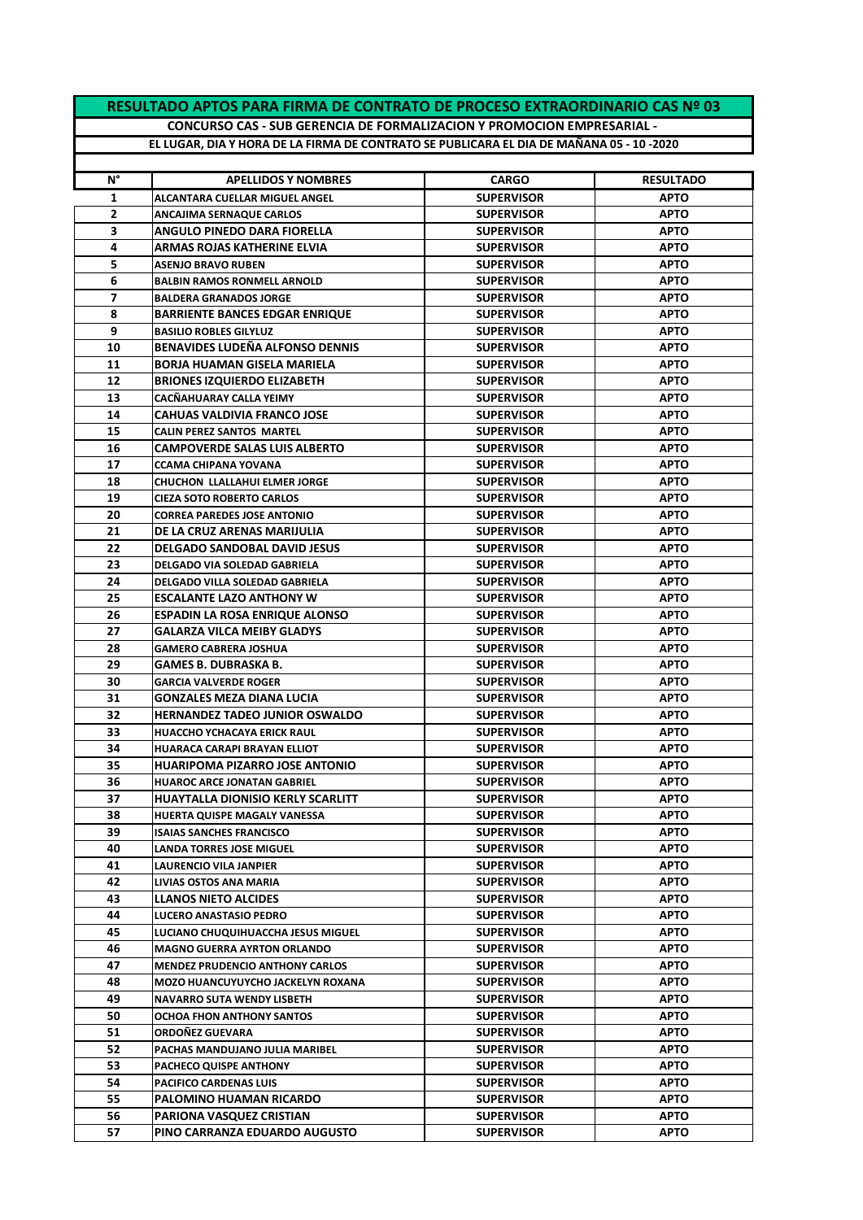# RESULTADO APTOS PARA FIRMA DE CONTRATO DE PROCESO EXTRAORDINARIO CAS Nº 03

## CONCURSO CAS - SUB GERENCIA DE FORMALIZACION Y PROMOCION EMPRESARIAL -

### EL LUGAR, DIA Y HORA DE LA FIRMA DE CONTRATO SE PUBLICARA EL DIA DE MAÑANA 05 - 10 -2020

| N° | APELLIDOS Y NOMBRES | CARGO | RESULTADO |
|---|---|---|---|
| 1 | ALCANTARA CUELLAR MIGUEL ANGEL | SUPERVISOR | APTO |
| 2 | ANCAJIMA SERNAQUE CARLOS | SUPERVISOR | APTO |
| 3 | ANGULO PINEDO DARA FIORELLA | SUPERVISOR | APTO |
| 4 | ARMAS ROJAS KATHERINE ELVIA | SUPERVISOR | APTO |
| 5 | ASENJO BRAVO RUBEN | SUPERVISOR | APTO |
| 6 | BALBIN RAMOS RONMELL ARNOLD | SUPERVISOR | APTO |
| 7 | BALDERA GRANADOS JORGE | SUPERVISOR | APTO |
| 8 | BARRIENTE BANCES EDGAR ENRIQUE | SUPERVISOR | APTO |
| 9 | BASILIO ROBLES GILYLUZ | SUPERVISOR | APTO |
| 10 | BENAVIDES LUDEÑA ALFONSO DENNIS | SUPERVISOR | APTO |
| 11 | BORJA HUAMAN GISELA MARIELA | SUPERVISOR | APTO |
| 12 | BRIONES IZQUIERDO ELIZABETH | SUPERVISOR | APTO |
| 13 | CACÑAHUARAY CALLA YEIMY | SUPERVISOR | APTO |
| 14 | CAHUAS VALDIVIA FRANCO JOSE | SUPERVISOR | APTO |
| 15 | CALIN PEREZ SANTOS MARTEL | SUPERVISOR | APTO |
| 16 | CAMPOVERDE SALAS LUIS ALBERTO | SUPERVISOR | APTO |
| 17 | CCAMA CHIPANA YOVANA | SUPERVISOR | APTO |
| 18 | CHUCHON LLALLAHUI ELMER JORGE | SUPERVISOR | APTO |
| 19 | CIEZA SOTO ROBERTO CARLOS | SUPERVISOR | APTO |
| 20 | CORREA PAREDES JOSE ANTONIO | SUPERVISOR | APTO |
| 21 | DE LA CRUZ ARENAS MARIJULIA | SUPERVISOR | APTO |
| 22 | DELGADO SANDOBAL DAVID JESUS | SUPERVISOR | APTO |
| 23 | DELGADO VIA SOLEDAD GABRIELA | SUPERVISOR | APTO |
| 24 | DELGADO VILLA SOLEDAD GABRIELA | SUPERVISOR | APTO |
| 25 | ESCALANTE LAZO ANTHONY W | SUPERVISOR | APTO |
| 26 | ESPADIN LA ROSA ENRIQUE ALONSO | SUPERVISOR | APTO |
| 27 | GALARZA VILCA MEIBY GLADYS | SUPERVISOR | APTO |
| 28 | GAMERO CABRERA JOSHUA | SUPERVISOR | APTO |
| 29 | GAMES B. DUBRASKA B. | SUPERVISOR | APTO |
| 30 | GARCIA VALVERDE ROGER | SUPERVISOR | APTO |
| 31 | GONZALES MEZA DIANA LUCIA | SUPERVISOR | APTO |
| 32 | HERNANDEZ TADEO JUNIOR OSWALDO | SUPERVISOR | APTO |
| 33 | HUACCHO YCHACAYA ERICK RAUL | SUPERVISOR | APTO |
| 34 | HUARACA CARAPI BRAYAN ELLIOT | SUPERVISOR | APTO |
| 35 | HUARIPOMA PIZARRO JOSE ANTONIO | SUPERVISOR | APTO |
| 36 | HUAROC ARCE JONATAN GABRIEL | SUPERVISOR | APTO |
| 37 | HUAYTALLA DIONISIO KERLY SCARLITT | SUPERVISOR | APTO |
| 38 | HUERTA QUISPE MAGALY VANESSA | SUPERVISOR | APTO |
| 39 | ISAIAS SANCHES FRANCISCO | SUPERVISOR | APTO |
| 40 | LANDA TORRES JOSE MIGUEL | SUPERVISOR | APTO |
| 41 | LAURENCIO VILA JANPIER | SUPERVISOR | APTO |
| 42 | LIVIAS OSTOS ANA MARIA | SUPERVISOR | APTO |
| 43 | LLANOS NIETO ALCIDES | SUPERVISOR | APTO |
| 44 | LUCERO ANASTASIO PEDRO | SUPERVISOR | APTO |
| 45 | LUCIANO CHUQUIHUACCHA JESUS MIGUEL | SUPERVISOR | APTO |
| 46 | MAGNO GUERRA AYRTON ORLANDO | SUPERVISOR | APTO |
| 47 | MENDEZ PRUDENCIO ANTHONY CARLOS | SUPERVISOR | APTO |
| 48 | MOZO HUANCUYUYCHO JACKELYN ROXANA | SUPERVISOR | APTO |
| 49 | NAVARRO SUTA WENDY LISBETH | SUPERVISOR | APTO |
| 50 | OCHOA FHON ANTHONY SANTOS | SUPERVISOR | APTO |
| 51 | ORDOÑEZ GUEVARA | SUPERVISOR | APTO |
| 52 | PACHAS MANDUJANO JULIA MARIBEL | SUPERVISOR | APTO |
| 53 | PACHECO QUISPE ANTHONY | SUPERVISOR | APTO |
| 54 | PACIFICO CARDENAS LUIS | SUPERVISOR | APTO |
| 55 | PALOMINO HUAMAN RICARDO | SUPERVISOR | APTO |
| 56 | PARIONA VASQUEZ CRISTIAN | SUPERVISOR | APTO |
| 57 | PINO CARRANZA EDUARDO AUGUSTO | SUPERVISOR | APTO |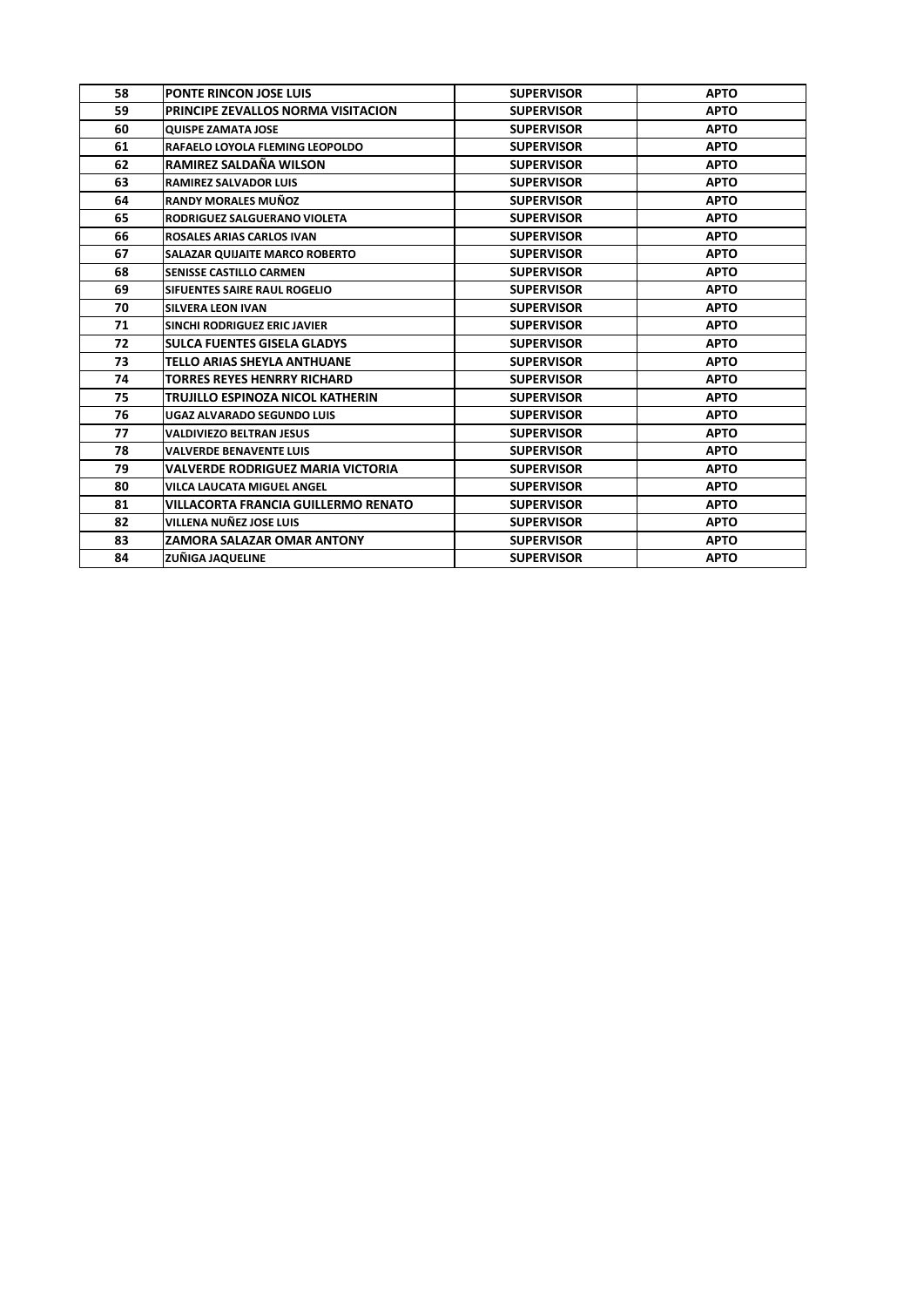| | | | |
|---|---|---|---|
| 58 | PONTE RINCON JOSE LUIS | SUPERVISOR | APTO |
| 59 | PRINCIPE ZEVALLOS NORMA VISITACION | SUPERVISOR | APTO |
| 60 | QUISPE ZAMATA JOSE | SUPERVISOR | APTO |
| 61 | RAFAELO LOYOLA FLEMING LEOPOLDO | SUPERVISOR | APTO |
| 62 | RAMIREZ SALDAÑA WILSON | SUPERVISOR | APTO |
| 63 | RAMIREZ SALVADOR LUIS | SUPERVISOR | APTO |
| 64 | RANDY MORALES MUÑOZ | SUPERVISOR | APTO |
| 65 | RODRIGUEZ SALGUERANO VIOLETA | SUPERVISOR | APTO |
| 66 | ROSALES ARIAS CARLOS IVAN | SUPERVISOR | APTO |
| 67 | SALAZAR QUIJAITE MARCO ROBERTO | SUPERVISOR | APTO |
| 68 | SENISSE CASTILLO CARMEN | SUPERVISOR | APTO |
| 69 | SIFUENTES SAIRE RAUL ROGELIO | SUPERVISOR | APTO |
| 70 | SILVERA LEON IVAN | SUPERVISOR | APTO |
| 71 | SINCHI RODRIGUEZ ERIC JAVIER | SUPERVISOR | APTO |
| 72 | SULCA FUENTES GISELA GLADYS | SUPERVISOR | APTO |
| 73 | TELLO ARIAS SHEYLA ANTHUANE | SUPERVISOR | APTO |
| 74 | TORRES REYES HENRRY RICHARD | SUPERVISOR | APTO |
| 75 | TRUJILLO ESPINOZA NICOL KATHERIN | SUPERVISOR | APTO |
| 76 | UGAZ ALVARADO SEGUNDO LUIS | SUPERVISOR | APTO |
| 77 | VALDIVIEZO BELTRAN JESUS | SUPERVISOR | APTO |
| 78 | VALVERDE BENAVENTE LUIS | SUPERVISOR | APTO |
| 79 | VALVERDE RODRIGUEZ MARIA VICTORIA | SUPERVISOR | APTO |
| 80 | VILCA LAUCATA MIGUEL ANGEL | SUPERVISOR | APTO |
| 81 | VILLACORTA FRANCIA GUILLERMO RENATO | SUPERVISOR | APTO |
| 82 | VILLENA NUÑEZ JOSE LUIS | SUPERVISOR | APTO |
| 83 | ZAMORA SALAZAR OMAR ANTONY | SUPERVISOR | APTO |
| 84 | ZUÑIGA JAQUELINE | SUPERVISOR | APTO |